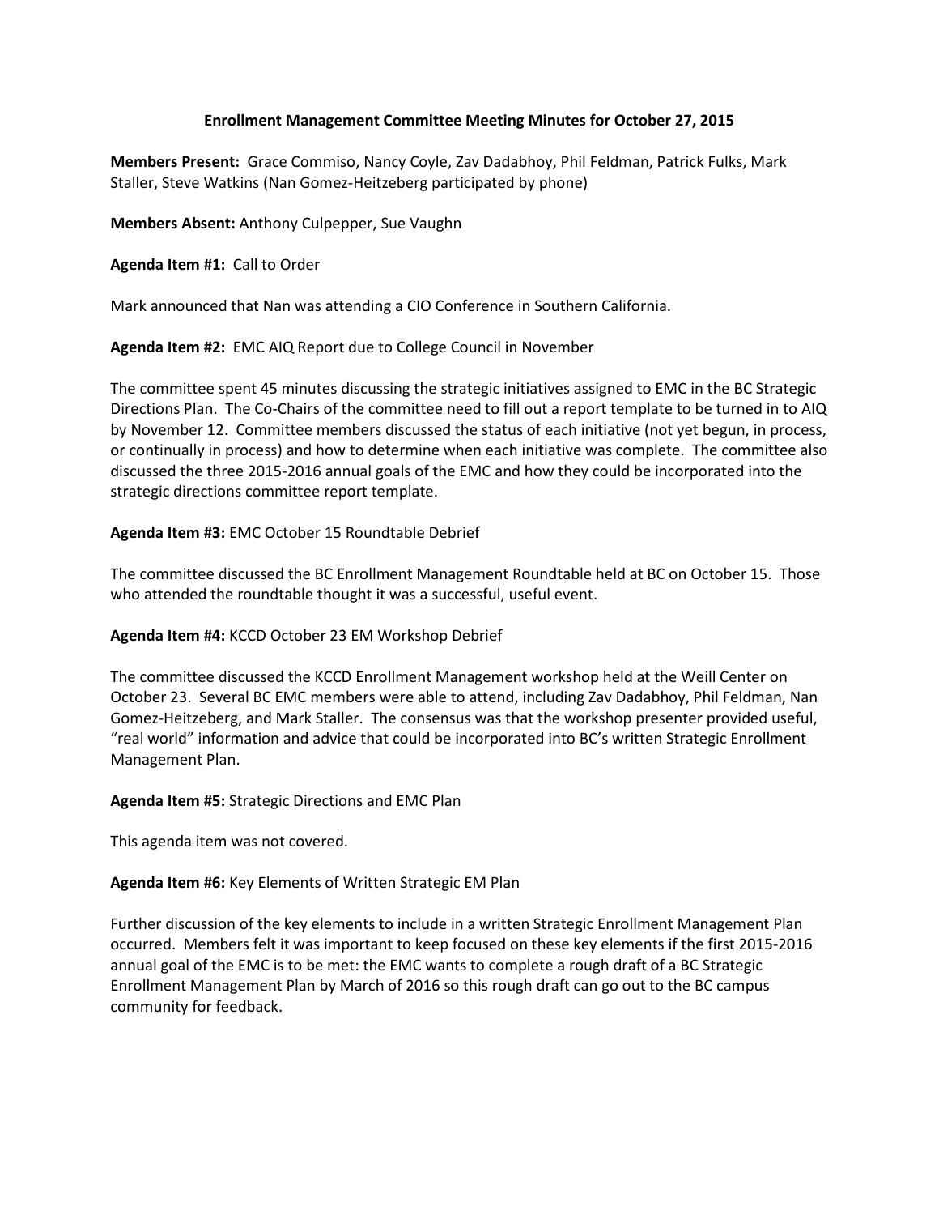# Enrollment Management Committee Meeting Minutes for October 27, 2015

**Members Present:** Grace Commiso, Nancy Coyle, Zav Dadabhoy, Phil Feldman, Patrick Fulks, Mark Staller, Steve Watkins (Nan Gomez-Heitzeberg participated by phone)

**Members Absent:** Anthony Culpepper, Sue Vaughn

**Agenda Item #1:** Call to Order

Mark announced that Nan was attending a CIO Conference in Southern California.

**Agenda Item #2:** EMC AIQ Report due to College Council in November

The committee spent 45 minutes discussing the strategic initiatives assigned to EMC in the BC Strategic Directions Plan. The Co-Chairs of the committee need to fill out a report template to be turned in to AIQ by November 12. Committee members discussed the status of each initiative (not yet begun, in process, or continually in process) and how to determine when each initiative was complete. The committee also discussed the three 2015-2016 annual goals of the EMC and how they could be incorporated into the strategic directions committee report template.

**Agenda Item #3:** EMC October 15 Roundtable Debrief

The committee discussed the BC Enrollment Management Roundtable held at BC on October 15. Those who attended the roundtable thought it was a successful, useful event.

**Agenda Item #4:** KCCD October 23 EM Workshop Debrief

The committee discussed the KCCD Enrollment Management workshop held at the Weill Center on October 23. Several BC EMC members were able to attend, including Zav Dadabhoy, Phil Feldman, Nan Gomez-Heitzeberg, and Mark Staller. The consensus was that the workshop presenter provided useful, "real world" information and advice that could be incorporated into BC's written Strategic Enrollment Management Plan.

**Agenda Item #5:** Strategic Directions and EMC Plan

This agenda item was not covered.

**Agenda Item #6:** Key Elements of Written Strategic EM Plan

Further discussion of the key elements to include in a written Strategic Enrollment Management Plan occurred. Members felt it was important to keep focused on these key elements if the first 2015-2016 annual goal of the EMC is to be met: the EMC wants to complete a rough draft of a BC Strategic Enrollment Management Plan by March of 2016 so this rough draft can go out to the BC campus community for feedback.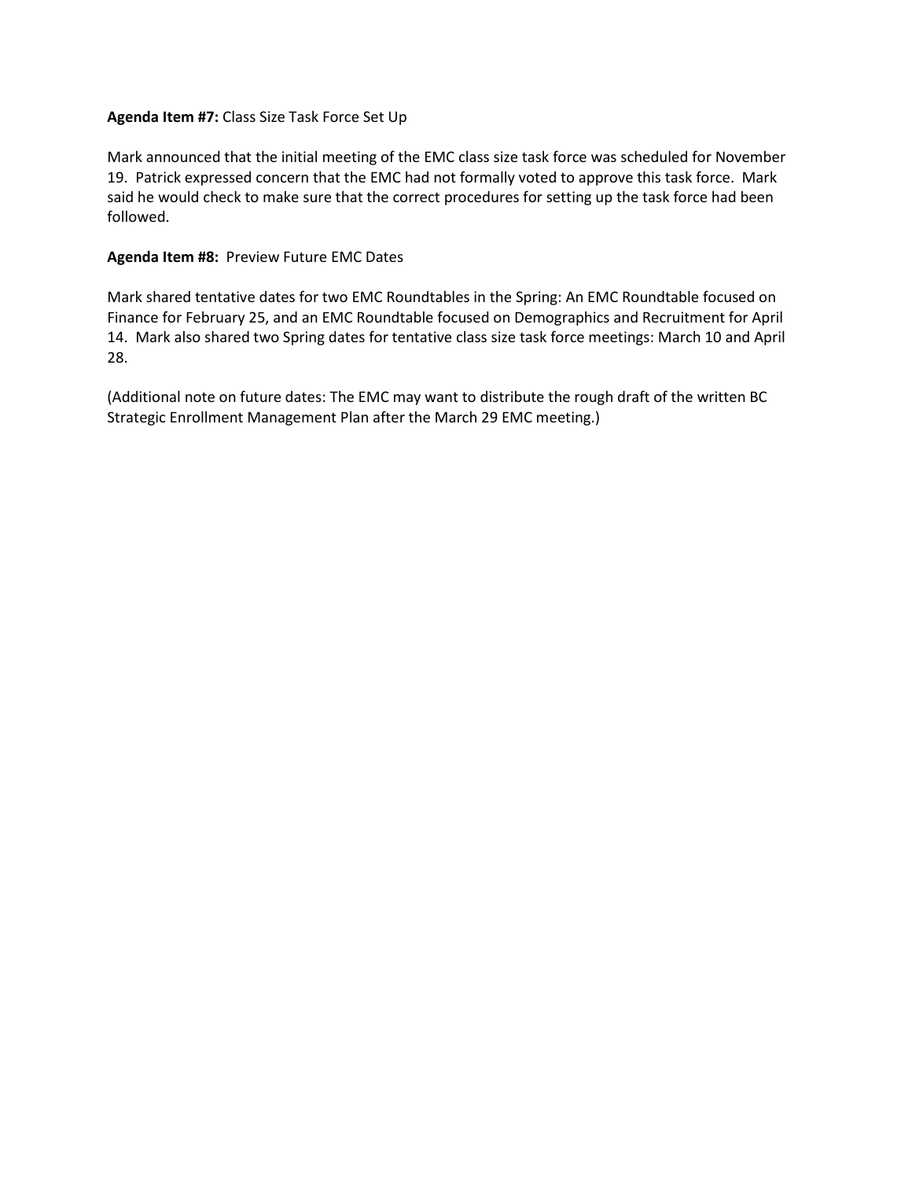**Agenda Item #7:** Class Size Task Force Set Up

Mark announced that the initial meeting of the EMC class size task force was scheduled for November 19. Patrick expressed concern that the EMC had not formally voted to approve this task force. Mark said he would check to make sure that the correct procedures for setting up the task force had been followed.

**Agenda Item #8:** Preview Future EMC Dates

Mark shared tentative dates for two EMC Roundtables in the Spring: An EMC Roundtable focused on Finance for February 25, and an EMC Roundtable focused on Demographics and Recruitment for April 14. Mark also shared two Spring dates for tentative class size task force meetings: March 10 and April 28.

(Additional note on future dates: The EMC may want to distribute the rough draft of the written BC Strategic Enrollment Management Plan after the March 29 EMC meeting.)